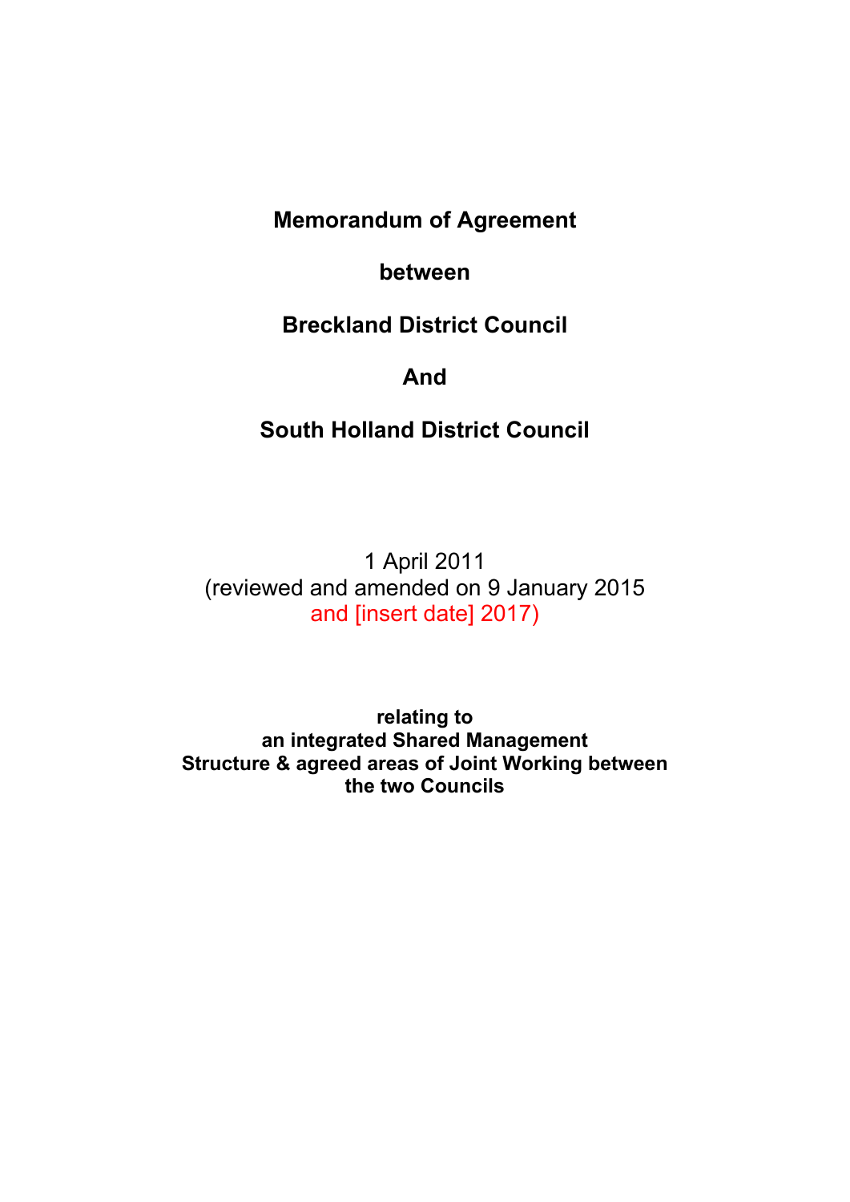**Memorandum of Agreement**

**between**

**Breckland District Council**

**And**

**South Holland District Council**

1 April 2011
(reviewed and amended on 9 January 2015
and [insert date] 2017)

**relating to**
**an integrated Shared Management**
**Structure & agreed areas of Joint Working between**
**the two Councils**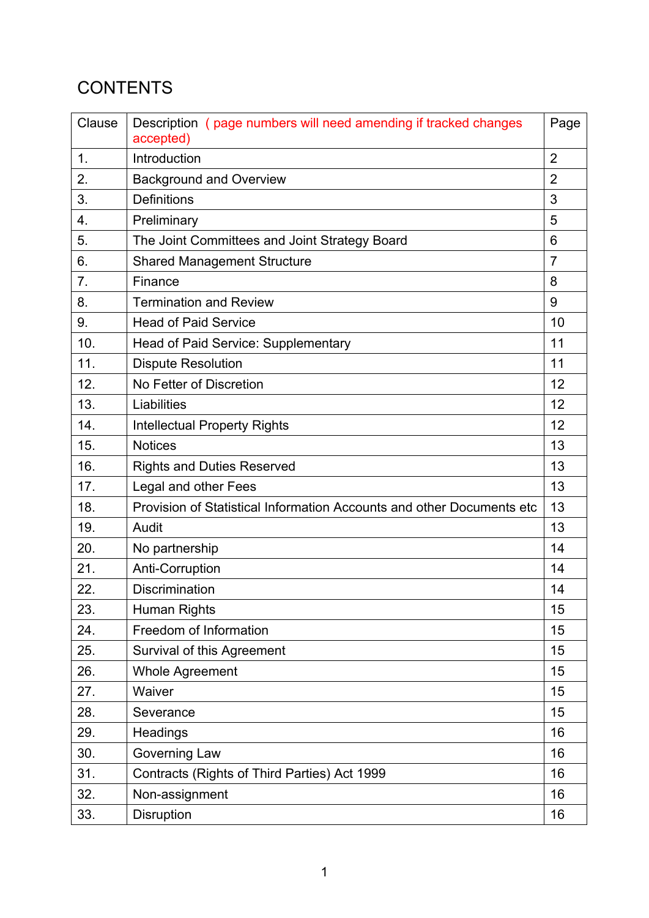# CONTENTS

| Clause | Description ( page numbers will need amending if tracked changes accepted) | Page |
|---|---|---|
| 1. | Introduction | 2 |
| 2. | Background and Overview | 2 |
| 3. | Definitions | 3 |
| 4. | Preliminary | 5 |
| 5. | The Joint Committees and Joint Strategy Board | 6 |
| 6. | Shared Management Structure | 7 |
| 7. | Finance | 8 |
| 8. | Termination and Review | 9 |
| 9. | Head of Paid Service | 10 |
| 10. | Head of Paid Service: Supplementary | 11 |
| 11. | Dispute Resolution | 11 |
| 12. | No Fetter of Discretion | 12 |
| 13. | Liabilities | 12 |
| 14. | Intellectual Property Rights | 12 |
| 15. | Notices | 13 |
| 16. | Rights and Duties Reserved | 13 |
| 17. | Legal and other Fees | 13 |
| 18. | Provision of Statistical Information Accounts and other Documents etc | 13 |
| 19. | Audit | 13 |
| 20. | No partnership | 14 |
| 21. | Anti-Corruption | 14 |
| 22. | Discrimination | 14 |
| 23. | Human Rights | 15 |
| 24. | Freedom of Information | 15 |
| 25. | Survival of this Agreement | 15 |
| 26. | Whole Agreement | 15 |
| 27. | Waiver | 15 |
| 28. | Severance | 15 |
| 29. | Headings | 16 |
| 30. | Governing Law | 16 |
| 31. | Contracts (Rights of Third Parties) Act 1999 | 16 |
| 32. | Non-assignment | 16 |
| 33. | Disruption | 16 |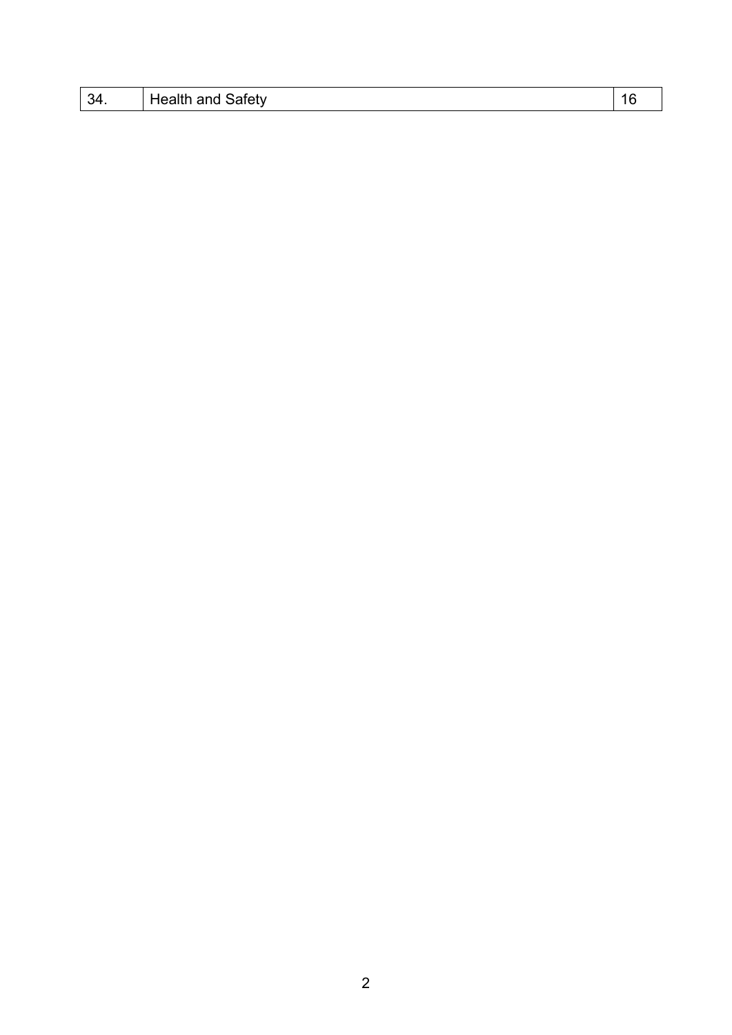| 34. | Health and Safety | 16 |
|---|---|---|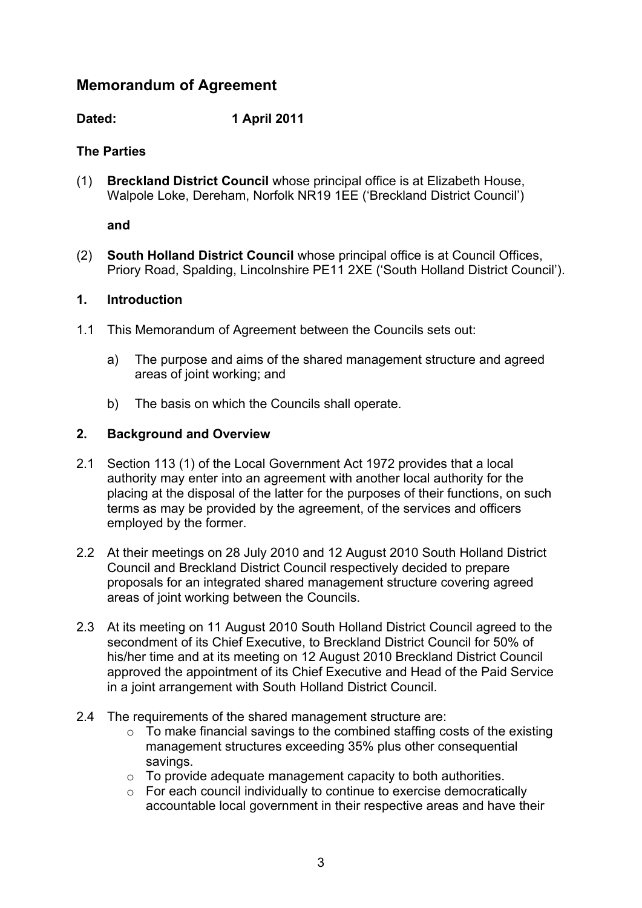## Memorandum of Agreement

**Dated:** **1 April 2011**

**The Parties**

(1) **Breckland District Council** whose principal office is at Elizabeth House, Walpole Loke, Dereham, Norfolk NR19 1EE ('Breckland District Council')

**and**

(2) **South Holland District Council** whose principal office is at Council Offices, Priory Road, Spalding, Lincolnshire PE11 2XE ('South Holland District Council').

### 1. Introduction

1.1 This Memorandum of Agreement between the Councils sets out:

a) The purpose and aims of the shared management structure and agreed areas of joint working; and

b) The basis on which the Councils shall operate.

### 2. Background and Overview

2.1 Section 113 (1) of the Local Government Act 1972 provides that a local authority may enter into an agreement with another local authority for the placing at the disposal of the latter for the purposes of their functions, on such terms as may be provided by the agreement, of the services and officers employed by the former.

2.2 At their meetings on 28 July 2010 and 12 August 2010 South Holland District Council and Breckland District Council respectively decided to prepare proposals for an integrated shared management structure covering agreed areas of joint working between the Councils.

2.3 At its meeting on 11 August 2010 South Holland District Council agreed to the secondment of its Chief Executive, to Breckland District Council for 50% of his/her time and at its meeting on 12 August 2010 Breckland District Council approved the appointment of its Chief Executive and Head of the Paid Service in a joint arrangement with South Holland District Council.

2.4 The requirements of the shared management structure are:

- To make financial savings to the combined staffing costs of the existing management structures exceeding 35% plus other consequential savings.
- To provide adequate management capacity to both authorities.
- For each council individually to continue to exercise democratically accountable local government in their respective areas and have their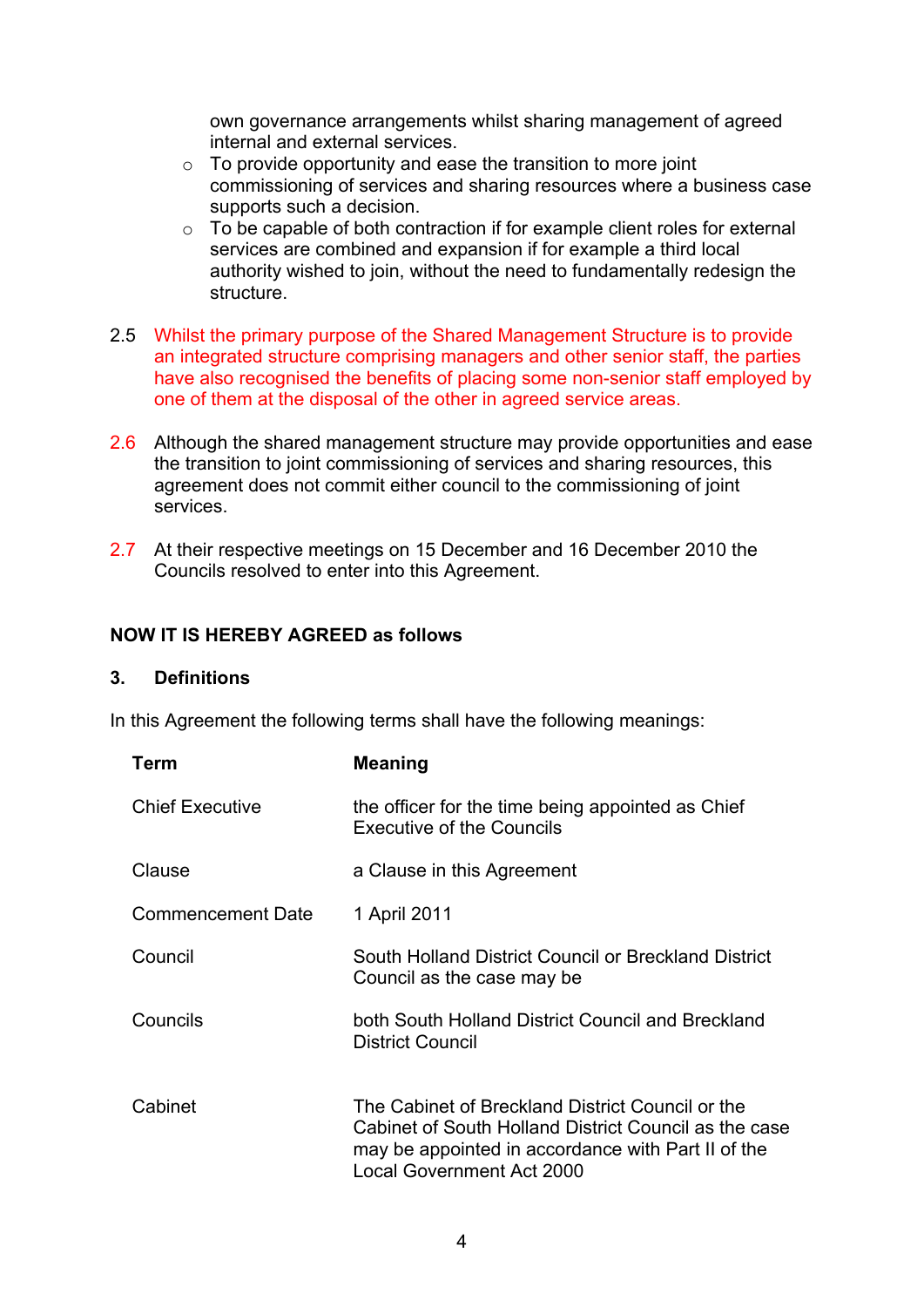own governance arrangements whilst sharing management of agreed internal and external services.

- To provide opportunity and ease the transition to more joint commissioning of services and sharing resources where a business case supports such a decision.
- To be capable of both contraction if for example client roles for external services are combined and expansion if for example a third local authority wished to join, without the need to fundamentally redesign the structure.

2.5 Whilst the primary purpose of the Shared Management Structure is to provide an integrated structure comprising managers and other senior staff, the parties have also recognised the benefits of placing some non-senior staff employed by one of them at the disposal of the other in agreed service areas.

2.6 Although the shared management structure may provide opportunities and ease the transition to joint commissioning of services and sharing resources, this agreement does not commit either council to the commissioning of joint services.

2.7 At their respective meetings on 15 December and 16 December 2010 the Councils resolved to enter into this Agreement.

**NOW IT IS HEREBY AGREED as follows**

## 3. Definitions

In this Agreement the following terms shall have the following meanings:

| Term | Meaning |
|---|---|
| Chief Executive | the officer for the time being appointed as Chief Executive of the Councils |
| Clause | a Clause in this Agreement |
| Commencement Date | 1 April 2011 |
| Council | South Holland District Council or Breckland District Council as the case may be |
| Councils | both South Holland District Council and Breckland District Council |
| Cabinet | The Cabinet of Breckland District Council or the Cabinet of South Holland District Council as the case may be appointed in accordance with Part II of the Local Government Act 2000 |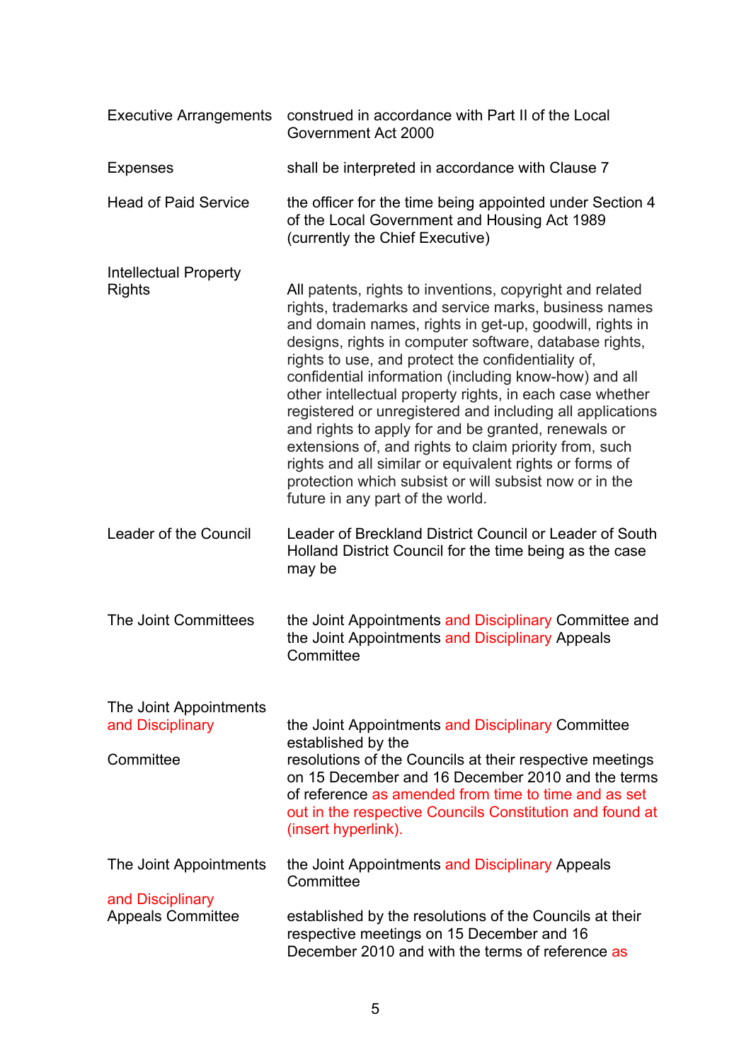| | |
|---|---|
| Executive Arrangements | construed in accordance with Part II of the Local Government Act 2000 |
| Expenses | shall be interpreted in accordance with Clause 7 |
| Head of Paid Service | the officer for the time being appointed under Section 4 of the Local Government and Housing Act 1989 (currently the Chief Executive) |
| Intellectual Property Rights | All patents, rights to inventions, copyright and related rights, trademarks and service marks, business names and domain names, rights in get-up, goodwill, rights in designs, rights in computer software, database rights, rights to use, and protect the confidentiality of, confidential information (including know-how) and all other intellectual property rights, in each case whether registered or unregistered and including all applications and rights to apply for and be granted, renewals or extensions of, and rights to claim priority from, such rights and all similar or equivalent rights or forms of protection which subsist or will subsist now or in the future in any part of the world. |
| Leader of the Council | Leader of Breckland District Council or Leader of South Holland District Council for the time being as the case may be |
| The Joint Committees | the Joint Appointments and Disciplinary Committee and the Joint Appointments and Disciplinary Appeals Committee |
| The Joint Appointments and Disciplinary Committee | the Joint Appointments and Disciplinary Committee established by the resolutions of the Councils at their respective meetings on 15 December and 16 December 2010 and the terms of reference as amended from time to time and as set out in the respective Councils Constitution and found at (insert hyperlink). |
| The Joint Appointments and Disciplinary Appeals Committee | the Joint Appointments and Disciplinary Appeals Committee established by the resolutions of the Councils at their respective meetings on 15 December and 16 December 2010 and with the terms of reference as |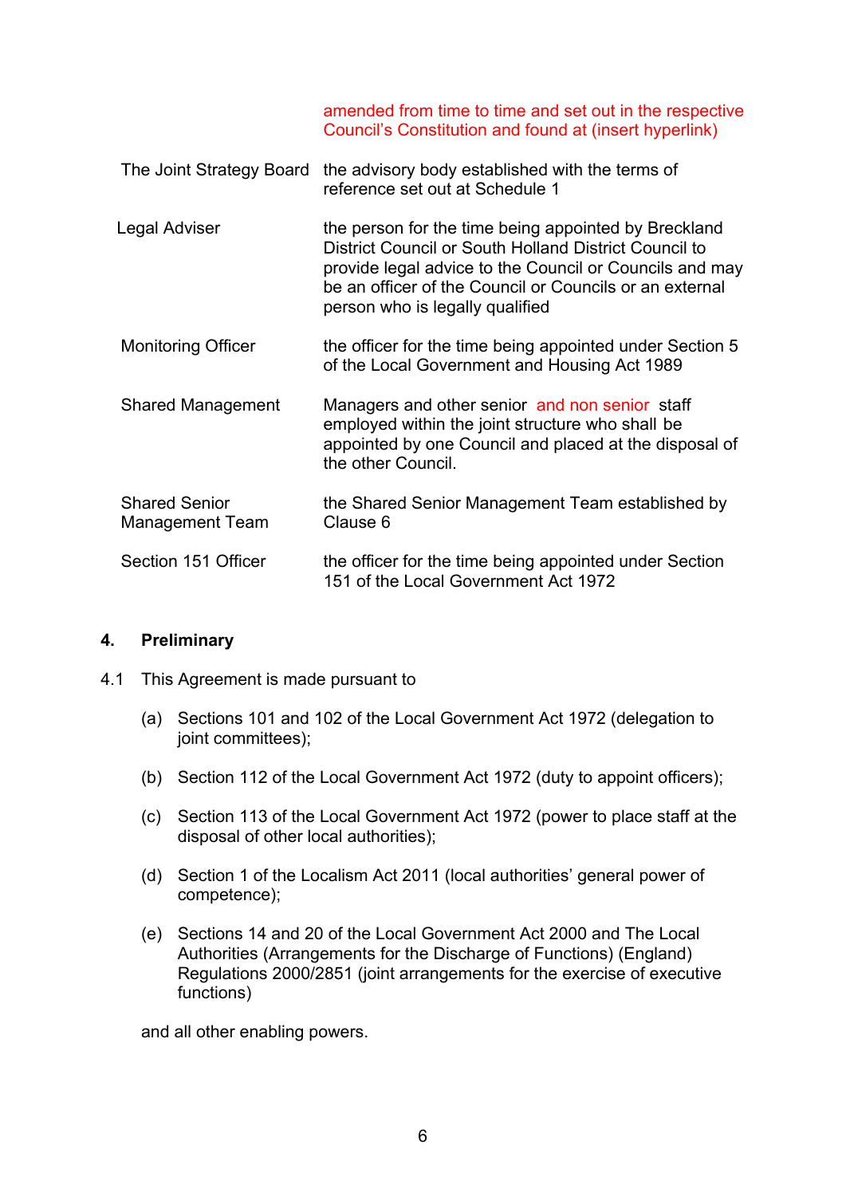| | |
|---|---|
| | amended from time to time and set out in the respective Council's Constitution and found at (insert hyperlink) |
| The Joint Strategy Board | the advisory body established with the terms of reference set out at Schedule 1 |
| Legal Adviser | the person for the time being appointed by Breckland District Council or South Holland District Council to provide legal advice to the Council or Councils and may be an officer of the Council or Councils or an external person who is legally qualified |
| Monitoring Officer | the officer for the time being appointed under Section 5 of the Local Government and Housing Act 1989 |
| Shared Management | Managers and other senior and non senior staff employed within the joint structure who shall be appointed by one Council and placed at the disposal of the other Council. |
| Shared Senior Management Team | the Shared Senior Management Team established by Clause 6 |
| Section 151 Officer | the officer for the time being appointed under Section 151 of the Local Government Act 1972 |

## 4. Preliminary

4.1 This Agreement is made pursuant to

(a) Sections 101 and 102 of the Local Government Act 1972 (delegation to joint committees);

(b) Section 112 of the Local Government Act 1972 (duty to appoint officers);

(c) Section 113 of the Local Government Act 1972 (power to place staff at the disposal of other local authorities);

(d) Section 1 of the Localism Act 2011 (local authorities' general power of competence);

(e) Sections 14 and 20 of the Local Government Act 2000 and The Local Authorities (Arrangements for the Discharge of Functions) (England) Regulations 2000/2851 (joint arrangements for the exercise of executive functions)

and all other enabling powers.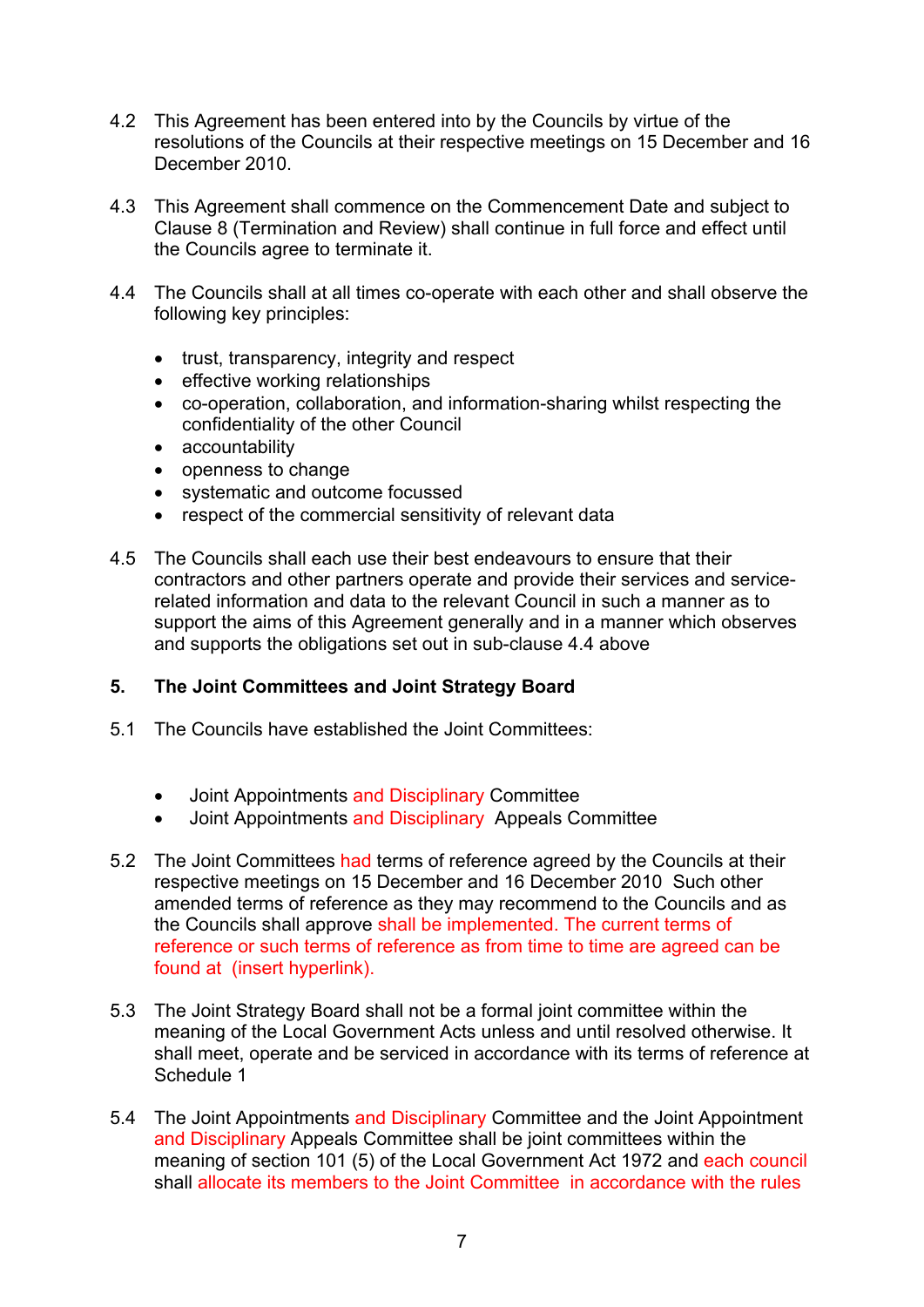4.2 This Agreement has been entered into by the Councils by virtue of the resolutions of the Councils at their respective meetings on 15 December and 16 December 2010.

4.3 This Agreement shall commence on the Commencement Date and subject to Clause 8 (Termination and Review) shall continue in full force and effect until the Councils agree to terminate it.

4.4 The Councils shall at all times co-operate with each other and shall observe the following key principles:

- trust, transparency, integrity and respect
- effective working relationships
- co-operation, collaboration, and information-sharing whilst respecting the confidentiality of the other Council
- accountability
- openness to change
- systematic and outcome focussed
- respect of the commercial sensitivity of relevant data

4.5 The Councils shall each use their best endeavours to ensure that their contractors and other partners operate and provide their services and service-related information and data to the relevant Council in such a manner as to support the aims of this Agreement generally and in a manner which observes and supports the obligations set out in sub-clause 4.4 above

## 5. The Joint Committees and Joint Strategy Board

5.1 The Councils have established the Joint Committees:

- Joint Appointments and Disciplinary Committee
- Joint Appointments and Disciplinary Appeals Committee

5.2 The Joint Committees had terms of reference agreed by the Councils at their respective meetings on 15 December and 16 December 2010 Such other amended terms of reference as they may recommend to the Councils and as the Councils shall approve shall be implemented. The current terms of reference or such terms of reference as from time to time are agreed can be found at (insert hyperlink).

5.3 The Joint Strategy Board shall not be a formal joint committee within the meaning of the Local Government Acts unless and until resolved otherwise. It shall meet, operate and be serviced in accordance with its terms of reference at Schedule 1

5.4 The Joint Appointments and Disciplinary Committee and the Joint Appointment and Disciplinary Appeals Committee shall be joint committees within the meaning of section 101 (5) of the Local Government Act 1972 and each council shall allocate its members to the Joint Committee in accordance with the rules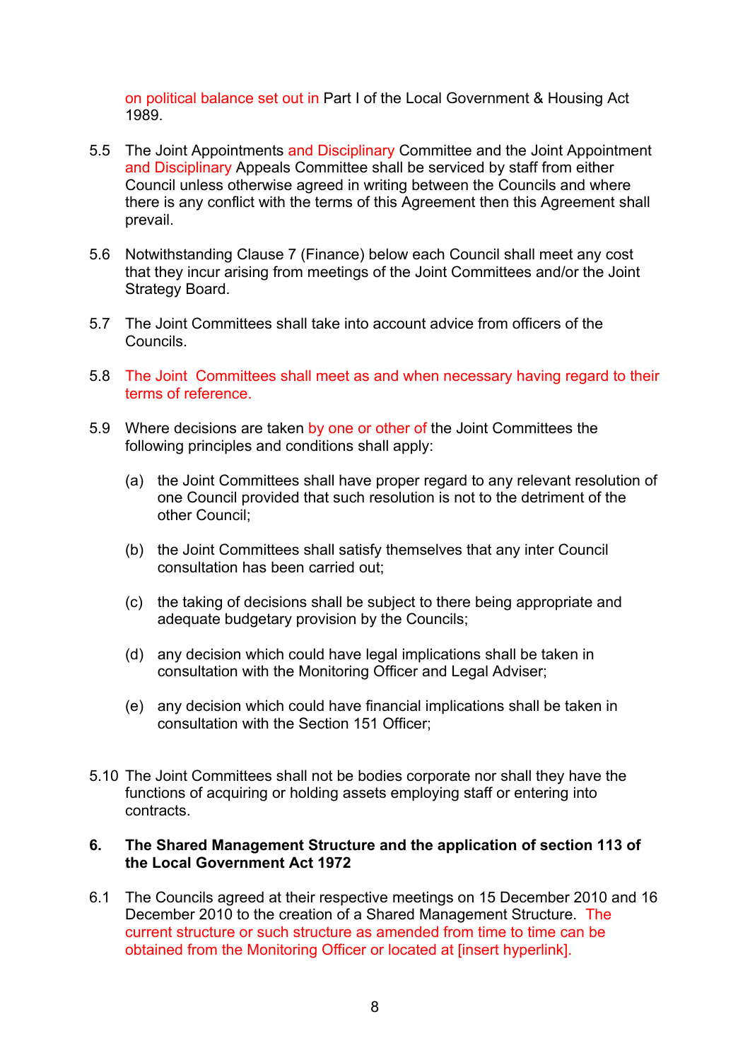on political balance set out in Part I of the Local Government & Housing Act 1989.

5.5 The Joint Appointments and Disciplinary Committee and the Joint Appointment and Disciplinary Appeals Committee shall be serviced by staff from either Council unless otherwise agreed in writing between the Councils and where there is any conflict with the terms of this Agreement then this Agreement shall prevail.

5.6 Notwithstanding Clause 7 (Finance) below each Council shall meet any cost that they incur arising from meetings of the Joint Committees and/or the Joint Strategy Board.

5.7 The Joint Committees shall take into account advice from officers of the Councils.

5.8 The Joint Committees shall meet as and when necessary having regard to their terms of reference.

5.9 Where decisions are taken by one or other of the Joint Committees the following principles and conditions shall apply:

(a) the Joint Committees shall have proper regard to any relevant resolution of one Council provided that such resolution is not to the detriment of the other Council;

(b) the Joint Committees shall satisfy themselves that any inter Council consultation has been carried out;

(c) the taking of decisions shall be subject to there being appropriate and adequate budgetary provision by the Councils;

(d) any decision which could have legal implications shall be taken in consultation with the Monitoring Officer and Legal Adviser;

(e) any decision which could have financial implications shall be taken in consultation with the Section 151 Officer;

5.10 The Joint Committees shall not be bodies corporate nor shall they have the functions of acquiring or holding assets employing staff or entering into contracts.

## 6. The Shared Management Structure and the application of section 113 of the Local Government Act 1972

6.1 The Councils agreed at their respective meetings on 15 December 2010 and 16 December 2010 to the creation of a Shared Management Structure. The current structure or such structure as amended from time to time can be obtained from the Monitoring Officer or located at [insert hyperlink].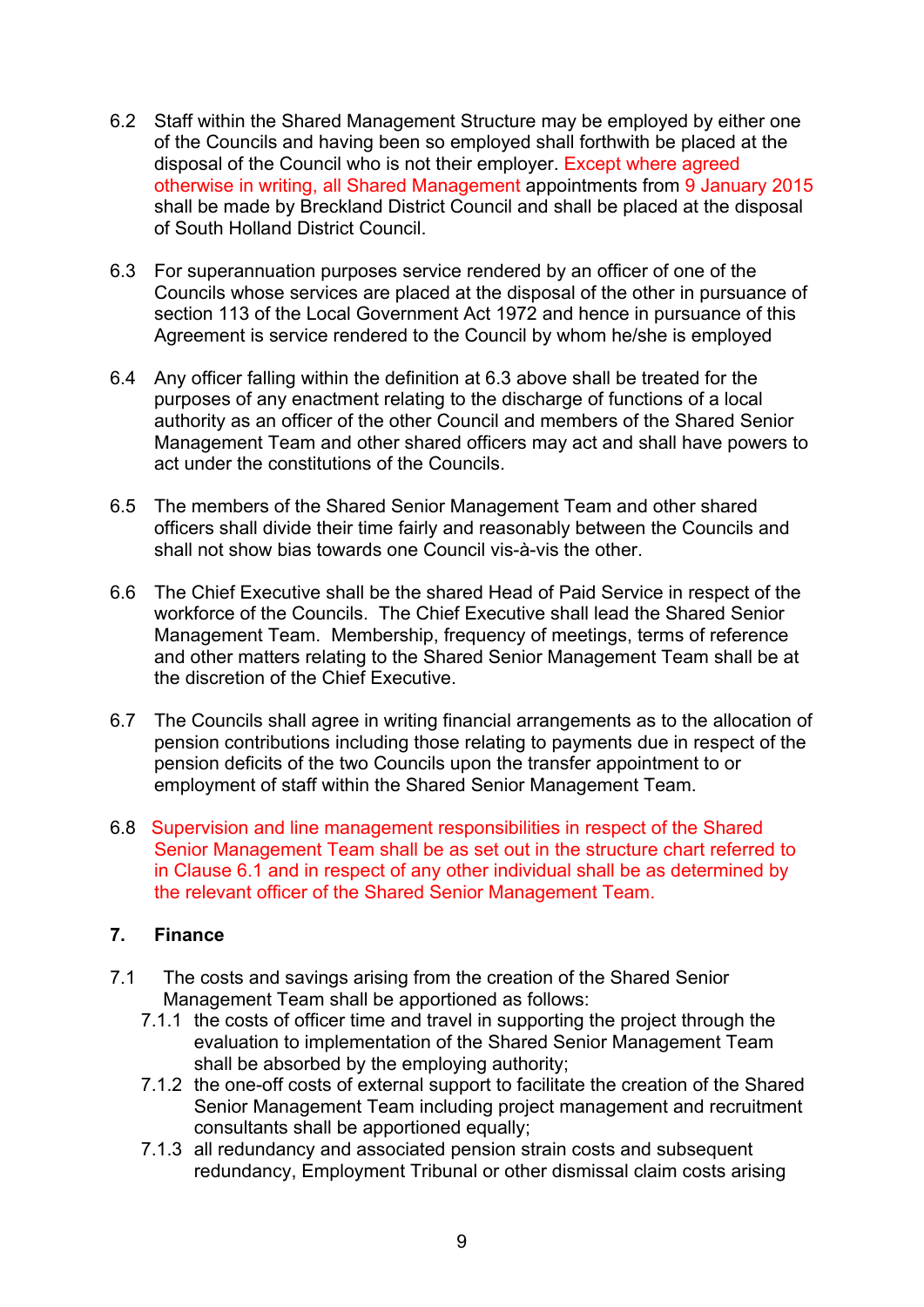6.2 Staff within the Shared Management Structure may be employed by either one of the Councils and having been so employed shall forthwith be placed at the disposal of the Council who is not their employer. Except where agreed otherwise in writing, all Shared Management appointments from 9 January 2015 shall be made by Breckland District Council and shall be placed at the disposal of South Holland District Council.

6.3 For superannuation purposes service rendered by an officer of one of the Councils whose services are placed at the disposal of the other in pursuance of section 113 of the Local Government Act 1972 and hence in pursuance of this Agreement is service rendered to the Council by whom he/she is employed

6.4 Any officer falling within the definition at 6.3 above shall be treated for the purposes of any enactment relating to the discharge of functions of a local authority as an officer of the other Council and members of the Shared Senior Management Team and other shared officers may act and shall have powers to act under the constitutions of the Councils.

6.5 The members of the Shared Senior Management Team and other shared officers shall divide their time fairly and reasonably between the Councils and shall not show bias towards one Council vis-à-vis the other.

6.6 The Chief Executive shall be the shared Head of Paid Service in respect of the workforce of the Councils. The Chief Executive shall lead the Shared Senior Management Team. Membership, frequency of meetings, terms of reference and other matters relating to the Shared Senior Management Team shall be at the discretion of the Chief Executive.

6.7 The Councils shall agree in writing financial arrangements as to the allocation of pension contributions including those relating to payments due in respect of the pension deficits of the two Councils upon the transfer appointment to or employment of staff within the Shared Senior Management Team.

6.8 Supervision and line management responsibilities in respect of the Shared Senior Management Team shall be as set out in the structure chart referred to in Clause 6.1 and in respect of any other individual shall be as determined by the relevant officer of the Shared Senior Management Team.

## 7. Finance

7.1 The costs and savings arising from the creation of the Shared Senior Management Team shall be apportioned as follows:

7.1.1 the costs of officer time and travel in supporting the project through the evaluation to implementation of the Shared Senior Management Team shall be absorbed by the employing authority;

7.1.2 the one-off costs of external support to facilitate the creation of the Shared Senior Management Team including project management and recruitment consultants shall be apportioned equally;

7.1.3 all redundancy and associated pension strain costs and subsequent redundancy, Employment Tribunal or other dismissal claim costs arising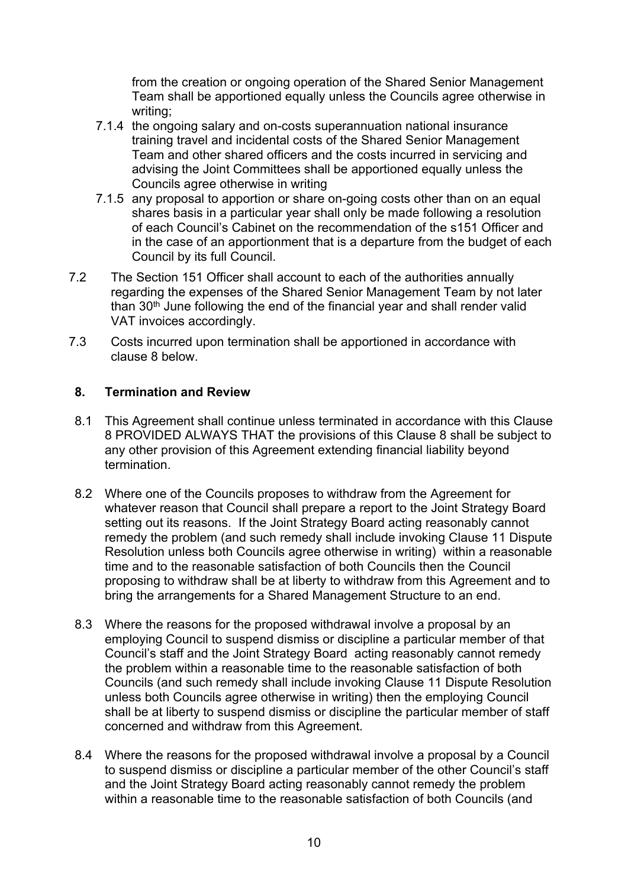from the creation or ongoing operation of the Shared Senior Management Team shall be apportioned equally unless the Councils agree otherwise in writing;

7.1.4 the ongoing salary and on-costs superannuation national insurance training travel and incidental costs of the Shared Senior Management Team and other shared officers and the costs incurred in servicing and advising the Joint Committees shall be apportioned equally unless the Councils agree otherwise in writing

7.1.5 any proposal to apportion or share on-going costs other than on an equal shares basis in a particular year shall only be made following a resolution of each Council's Cabinet on the recommendation of the s151 Officer and in the case of an apportionment that is a departure from the budget of each Council by its full Council.

7.2 The Section 151 Officer shall account to each of the authorities annually regarding the expenses of the Shared Senior Management Team by not later than 30th June following the end of the financial year and shall render valid VAT invoices accordingly.

7.3 Costs incurred upon termination shall be apportioned in accordance with clause 8 below.

## 8. Termination and Review

8.1 This Agreement shall continue unless terminated in accordance with this Clause 8 PROVIDED ALWAYS THAT the provisions of this Clause 8 shall be subject to any other provision of this Agreement extending financial liability beyond termination.

8.2 Where one of the Councils proposes to withdraw from the Agreement for whatever reason that Council shall prepare a report to the Joint Strategy Board setting out its reasons. If the Joint Strategy Board acting reasonably cannot remedy the problem (and such remedy shall include invoking Clause 11 Dispute Resolution unless both Councils agree otherwise in writing) within a reasonable time and to the reasonable satisfaction of both Councils then the Council proposing to withdraw shall be at liberty to withdraw from this Agreement and to bring the arrangements for a Shared Management Structure to an end.

8.3 Where the reasons for the proposed withdrawal involve a proposal by an employing Council to suspend dismiss or discipline a particular member of that Council's staff and the Joint Strategy Board acting reasonably cannot remedy the problem within a reasonable time to the reasonable satisfaction of both Councils (and such remedy shall include invoking Clause 11 Dispute Resolution unless both Councils agree otherwise in writing) then the employing Council shall be at liberty to suspend dismiss or discipline the particular member of staff concerned and withdraw from this Agreement.

8.4 Where the reasons for the proposed withdrawal involve a proposal by a Council to suspend dismiss or discipline a particular member of the other Council's staff and the Joint Strategy Board acting reasonably cannot remedy the problem within a reasonable time to the reasonable satisfaction of both Councils (and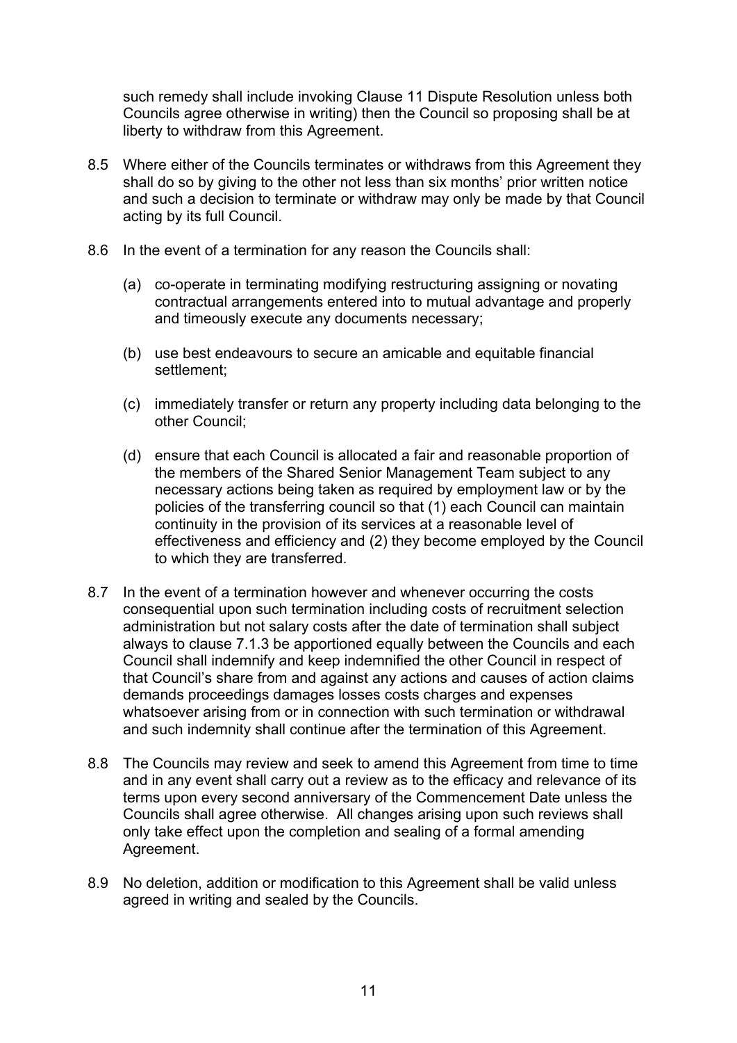such remedy shall include invoking Clause 11 Dispute Resolution unless both Councils agree otherwise in writing) then the Council so proposing shall be at liberty to withdraw from this Agreement.

8.5 Where either of the Councils terminates or withdraws from this Agreement they shall do so by giving to the other not less than six months' prior written notice and such a decision to terminate or withdraw may only be made by that Council acting by its full Council.

8.6 In the event of a termination for any reason the Councils shall:

(a) co-operate in terminating modifying restructuring assigning or novating contractual arrangements entered into to mutual advantage and properly and timeously execute any documents necessary;

(b) use best endeavours to secure an amicable and equitable financial settlement;

(c) immediately transfer or return any property including data belonging to the other Council;

(d) ensure that each Council is allocated a fair and reasonable proportion of the members of the Shared Senior Management Team subject to any necessary actions being taken as required by employment law or by the policies of the transferring council so that (1) each Council can maintain continuity in the provision of its services at a reasonable level of effectiveness and efficiency and (2) they become employed by the Council to which they are transferred.

8.7 In the event of a termination however and whenever occurring the costs consequential upon such termination including costs of recruitment selection administration but not salary costs after the date of termination shall subject always to clause 7.1.3 be apportioned equally between the Councils and each Council shall indemnify and keep indemnified the other Council in respect of that Council's share from and against any actions and causes of action claims demands proceedings damages losses costs charges and expenses whatsoever arising from or in connection with such termination or withdrawal and such indemnity shall continue after the termination of this Agreement.

8.8 The Councils may review and seek to amend this Agreement from time to time and in any event shall carry out a review as to the efficacy and relevance of its terms upon every second anniversary of the Commencement Date unless the Councils shall agree otherwise. All changes arising upon such reviews shall only take effect upon the completion and sealing of a formal amending Agreement.

8.9 No deletion, addition or modification to this Agreement shall be valid unless agreed in writing and sealed by the Councils.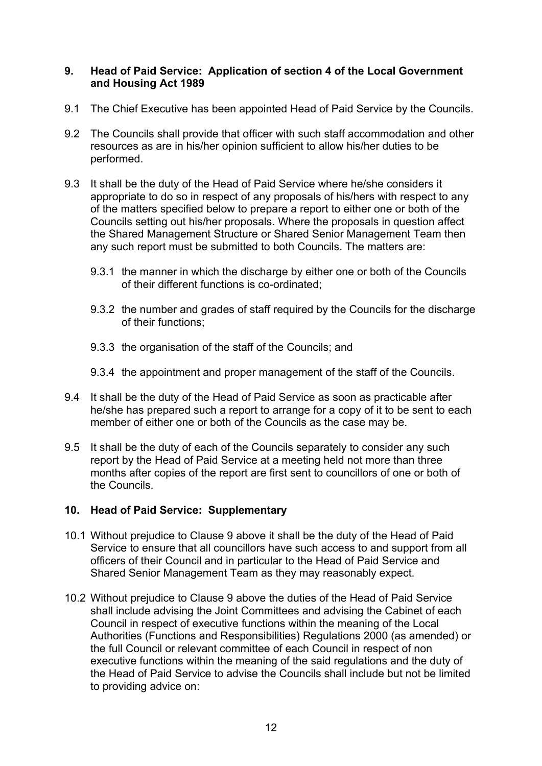## 9. Head of Paid Service: Application of section 4 of the Local Government and Housing Act 1989

9.1 The Chief Executive has been appointed Head of Paid Service by the Councils.

9.2 The Councils shall provide that officer with such staff accommodation and other resources as are in his/her opinion sufficient to allow his/her duties to be performed.

9.3 It shall be the duty of the Head of Paid Service where he/she considers it appropriate to do so in respect of any proposals of his/hers with respect to any of the matters specified below to prepare a report to either one or both of the Councils setting out his/her proposals. Where the proposals in question affect the Shared Management Structure or Shared Senior Management Team then any such report must be submitted to both Councils. The matters are:

9.3.1 the manner in which the discharge by either one or both of the Councils of their different functions is co-ordinated;

9.3.2 the number and grades of staff required by the Councils for the discharge of their functions;

9.3.3 the organisation of the staff of the Councils; and

9.3.4 the appointment and proper management of the staff of the Councils.

9.4 It shall be the duty of the Head of Paid Service as soon as practicable after he/she has prepared such a report to arrange for a copy of it to be sent to each member of either one or both of the Councils as the case may be.

9.5 It shall be the duty of each of the Councils separately to consider any such report by the Head of Paid Service at a meeting held not more than three months after copies of the report are first sent to councillors of one or both of the Councils.

## 10. Head of Paid Service: Supplementary

10.1 Without prejudice to Clause 9 above it shall be the duty of the Head of Paid Service to ensure that all councillors have such access to and support from all officers of their Council and in particular to the Head of Paid Service and Shared Senior Management Team as they may reasonably expect.

10.2 Without prejudice to Clause 9 above the duties of the Head of Paid Service shall include advising the Joint Committees and advising the Cabinet of each Council in respect of executive functions within the meaning of the Local Authorities (Functions and Responsibilities) Regulations 2000 (as amended) or the full Council or relevant committee of each Council in respect of non executive functions within the meaning of the said regulations and the duty of the Head of Paid Service to advise the Councils shall include but not be limited to providing advice on: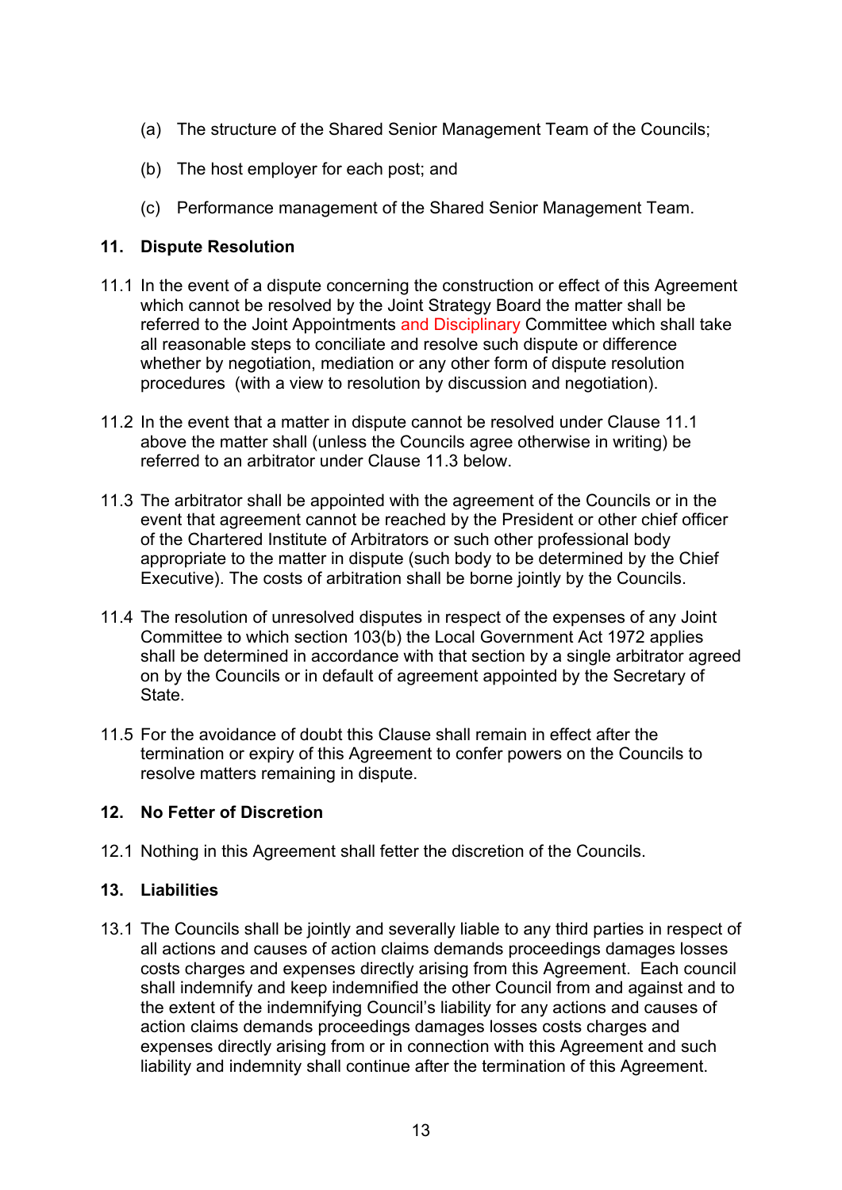(a) The structure of the Shared Senior Management Team of the Councils;

(b) The host employer for each post; and

(c) Performance management of the Shared Senior Management Team.

**11. Dispute Resolution**

11.1 In the event of a dispute concerning the construction or effect of this Agreement which cannot be resolved by the Joint Strategy Board the matter shall be referred to the Joint Appointments and Disciplinary Committee which shall take all reasonable steps to conciliate and resolve such dispute or difference whether by negotiation, mediation or any other form of dispute resolution procedures (with a view to resolution by discussion and negotiation).

11.2 In the event that a matter in dispute cannot be resolved under Clause 11.1 above the matter shall (unless the Councils agree otherwise in writing) be referred to an arbitrator under Clause 11.3 below.

11.3 The arbitrator shall be appointed with the agreement of the Councils or in the event that agreement cannot be reached by the President or other chief officer of the Chartered Institute of Arbitrators or such other professional body appropriate to the matter in dispute (such body to be determined by the Chief Executive). The costs of arbitration shall be borne jointly by the Councils.

11.4 The resolution of unresolved disputes in respect of the expenses of any Joint Committee to which section 103(b) the Local Government Act 1972 applies shall be determined in accordance with that section by a single arbitrator agreed on by the Councils or in default of agreement appointed by the Secretary of State.

11.5 For the avoidance of doubt this Clause shall remain in effect after the termination or expiry of this Agreement to confer powers on the Councils to resolve matters remaining in dispute.

**12. No Fetter of Discretion**

12.1 Nothing in this Agreement shall fetter the discretion of the Councils.

**13. Liabilities**

13.1 The Councils shall be jointly and severally liable to any third parties in respect of all actions and causes of action claims demands proceedings damages losses costs charges and expenses directly arising from this Agreement. Each council shall indemnify and keep indemnified the other Council from and against and to the extent of the indemnifying Council's liability for any actions and causes of action claims demands proceedings damages losses costs charges and expenses directly arising from or in connection with this Agreement and such liability and indemnity shall continue after the termination of this Agreement.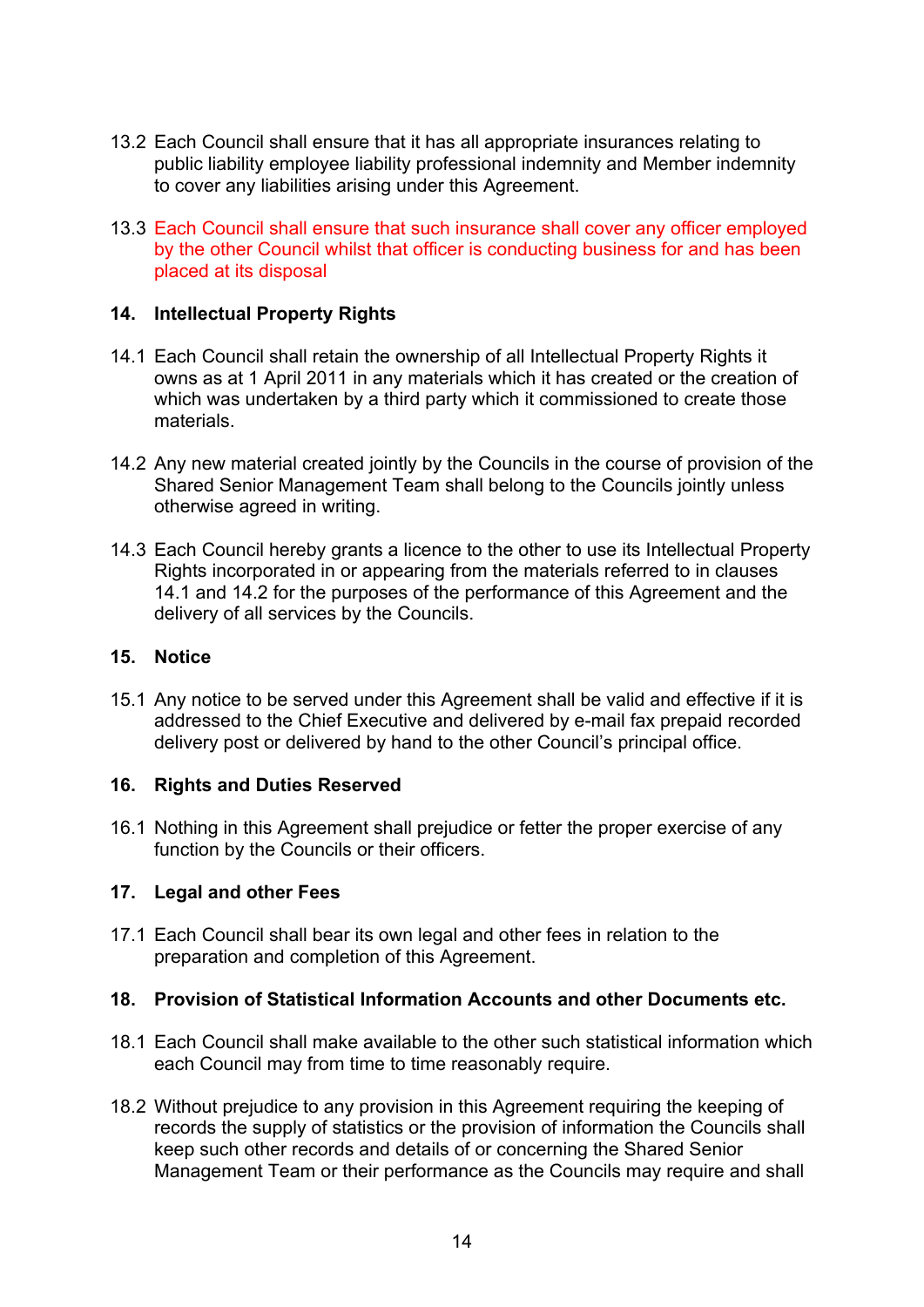13.2 Each Council shall ensure that it has all appropriate insurances relating to public liability employee liability professional indemnity and Member indemnity to cover any liabilities arising under this Agreement.

13.3 Each Council shall ensure that such insurance shall cover any officer employed by the other Council whilst that officer is conducting business for and has been placed at its disposal

## 14. Intellectual Property Rights

14.1 Each Council shall retain the ownership of all Intellectual Property Rights it owns as at 1 April 2011 in any materials which it has created or the creation of which was undertaken by a third party which it commissioned to create those materials.

14.2 Any new material created jointly by the Councils in the course of provision of the Shared Senior Management Team shall belong to the Councils jointly unless otherwise agreed in writing.

14.3 Each Council hereby grants a licence to the other to use its Intellectual Property Rights incorporated in or appearing from the materials referred to in clauses 14.1 and 14.2 for the purposes of the performance of this Agreement and the delivery of all services by the Councils.

## 15. Notice

15.1 Any notice to be served under this Agreement shall be valid and effective if it is addressed to the Chief Executive and delivered by e-mail fax prepaid recorded delivery post or delivered by hand to the other Council's principal office.

## 16. Rights and Duties Reserved

16.1 Nothing in this Agreement shall prejudice or fetter the proper exercise of any function by the Councils or their officers.

## 17. Legal and other Fees

17.1 Each Council shall bear its own legal and other fees in relation to the preparation and completion of this Agreement.

## 18. Provision of Statistical Information Accounts and other Documents etc.

18.1 Each Council shall make available to the other such statistical information which each Council may from time to time reasonably require.

18.2 Without prejudice to any provision in this Agreement requiring the keeping of records the supply of statistics or the provision of information the Councils shall keep such other records and details of or concerning the Shared Senior Management Team or their performance as the Councils may require and shall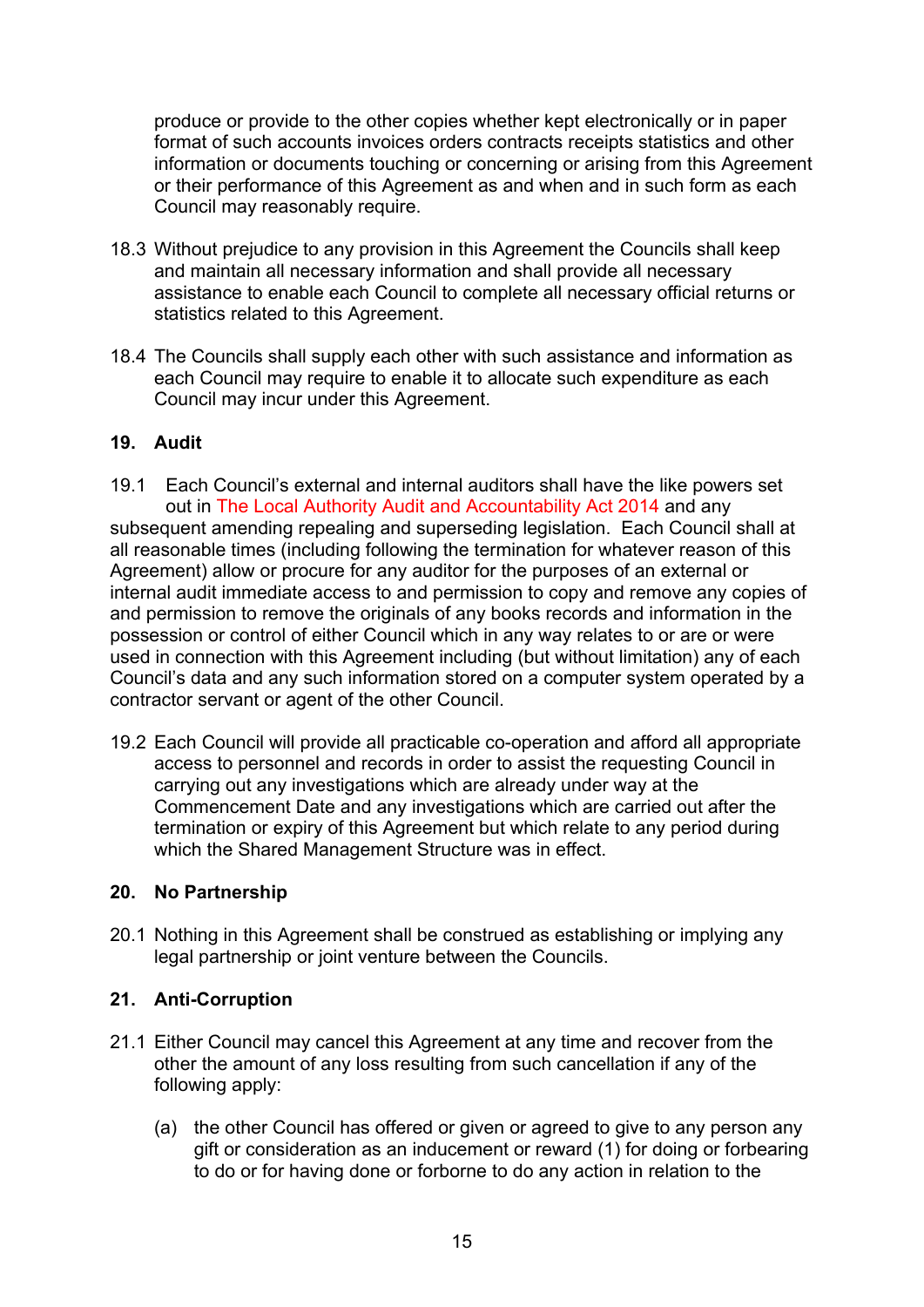produce or provide to the other copies whether kept electronically or in paper format of such accounts invoices orders contracts receipts statistics and other information or documents touching or concerning or arising from this Agreement or their performance of this Agreement as and when and in such form as each Council may reasonably require.

18.3 Without prejudice to any provision in this Agreement the Councils shall keep and maintain all necessary information and shall provide all necessary assistance to enable each Council to complete all necessary official returns or statistics related to this Agreement.

18.4 The Councils shall supply each other with such assistance and information as each Council may require to enable it to allocate such expenditure as each Council may incur under this Agreement.

## 19. Audit

19.1 Each Council's external and internal auditors shall have the like powers set out in The Local Authority Audit and Accountability Act 2014 and any subsequent amending repealing and superseding legislation. Each Council shall at all reasonable times (including following the termination for whatever reason of this Agreement) allow or procure for any auditor for the purposes of an external or internal audit immediate access to and permission to copy and remove any copies of and permission to remove the originals of any books records and information in the possession or control of either Council which in any way relates to or are or were used in connection with this Agreement including (but without limitation) any of each Council's data and any such information stored on a computer system operated by a contractor servant or agent of the other Council.

19.2 Each Council will provide all practicable co-operation and afford all appropriate access to personnel and records in order to assist the requesting Council in carrying out any investigations which are already under way at the Commencement Date and any investigations which are carried out after the termination or expiry of this Agreement but which relate to any period during which the Shared Management Structure was in effect.

## 20. No Partnership

20.1 Nothing in this Agreement shall be construed as establishing or implying any legal partnership or joint venture between the Councils.

## 21. Anti-Corruption

21.1 Either Council may cancel this Agreement at any time and recover from the other the amount of any loss resulting from such cancellation if any of the following apply:

(a) the other Council has offered or given or agreed to give to any person any gift or consideration as an inducement or reward (1) for doing or forbearing to do or for having done or forborne to do any action in relation to the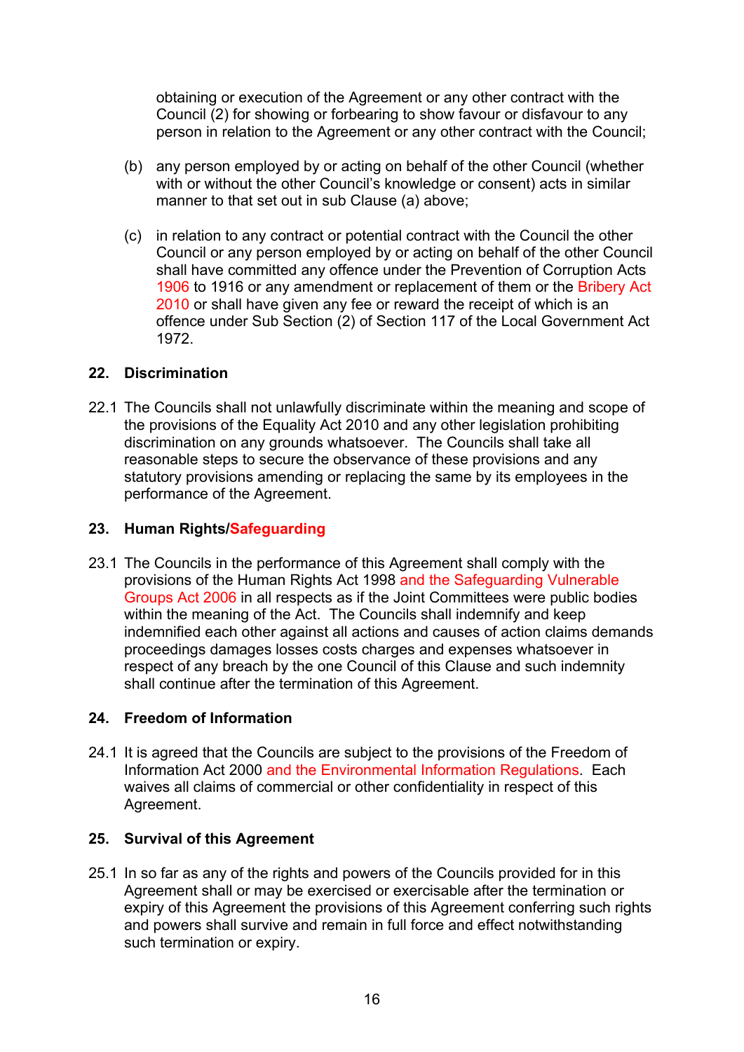obtaining or execution of the Agreement or any other contract with the Council (2) for showing or forbearing to show favour or disfavour to any person in relation to the Agreement or any other contract with the Council;

(b) any person employed by or acting on behalf of the other Council (whether with or without the other Council's knowledge or consent) acts in similar manner to that set out in sub Clause (a) above;

(c) in relation to any contract or potential contract with the Council the other Council or any person employed by or acting on behalf of the other Council shall have committed any offence under the Prevention of Corruption Acts 1906 to 1916 or any amendment or replacement of them or the Bribery Act 2010 or shall have given any fee or reward the receipt of which is an offence under Sub Section (2) of Section 117 of the Local Government Act 1972.

## 22. Discrimination

22.1 The Councils shall not unlawfully discriminate within the meaning and scope of the provisions of the Equality Act 2010 and any other legislation prohibiting discrimination on any grounds whatsoever. The Councils shall take all reasonable steps to secure the observance of these provisions and any statutory provisions amending or replacing the same by its employees in the performance of the Agreement.

## 23. Human Rights/Safeguarding

23.1 The Councils in the performance of this Agreement shall comply with the provisions of the Human Rights Act 1998 and the Safeguarding Vulnerable Groups Act 2006 in all respects as if the Joint Committees were public bodies within the meaning of the Act. The Councils shall indemnify and keep indemnified each other against all actions and causes of action claims demands proceedings damages losses costs charges and expenses whatsoever in respect of any breach by the one Council of this Clause and such indemnity shall continue after the termination of this Agreement.

## 24. Freedom of Information

24.1 It is agreed that the Councils are subject to the provisions of the Freedom of Information Act 2000 and the Environmental Information Regulations. Each waives all claims of commercial or other confidentiality in respect of this Agreement.

## 25. Survival of this Agreement

25.1 In so far as any of the rights and powers of the Councils provided for in this Agreement shall or may be exercised or exercisable after the termination or expiry of this Agreement the provisions of this Agreement conferring such rights and powers shall survive and remain in full force and effect notwithstanding such termination or expiry.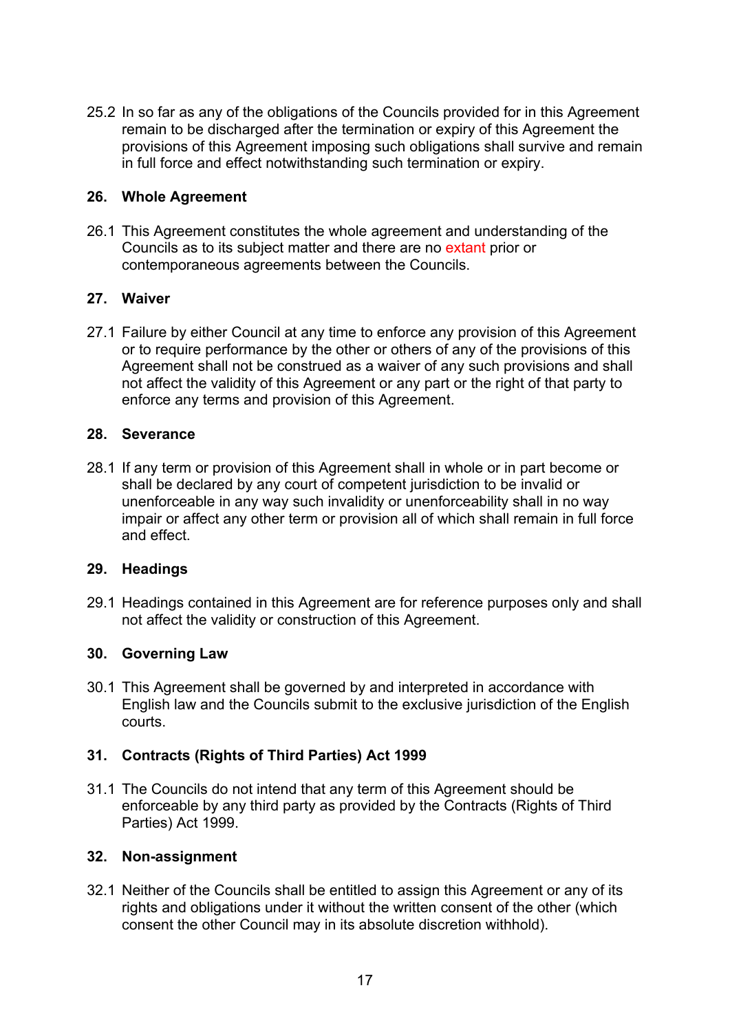25.2 In so far as any of the obligations of the Councils provided for in this Agreement remain to be discharged after the termination or expiry of this Agreement the provisions of this Agreement imposing such obligations shall survive and remain in full force and effect notwithstanding such termination or expiry.

## 26. Whole Agreement

26.1 This Agreement constitutes the whole agreement and understanding of the Councils as to its subject matter and there are no extant prior or contemporaneous agreements between the Councils.

## 27. Waiver

27.1 Failure by either Council at any time to enforce any provision of this Agreement or to require performance by the other or others of any of the provisions of this Agreement shall not be construed as a waiver of any such provisions and shall not affect the validity of this Agreement or any part or the right of that party to enforce any terms and provision of this Agreement.

## 28. Severance

28.1 If any term or provision of this Agreement shall in whole or in part become or shall be declared by any court of competent jurisdiction to be invalid or unenforceable in any way such invalidity or unenforceability shall in no way impair or affect any other term or provision all of which shall remain in full force and effect.

## 29. Headings

29.1 Headings contained in this Agreement are for reference purposes only and shall not affect the validity or construction of this Agreement.

## 30. Governing Law

30.1 This Agreement shall be governed by and interpreted in accordance with English law and the Councils submit to the exclusive jurisdiction of the English courts.

## 31. Contracts (Rights of Third Parties) Act 1999

31.1 The Councils do not intend that any term of this Agreement should be enforceable by any third party as provided by the Contracts (Rights of Third Parties) Act 1999.

## 32. Non-assignment

32.1 Neither of the Councils shall be entitled to assign this Agreement or any of its rights and obligations under it without the written consent of the other (which consent the other Council may in its absolute discretion withhold).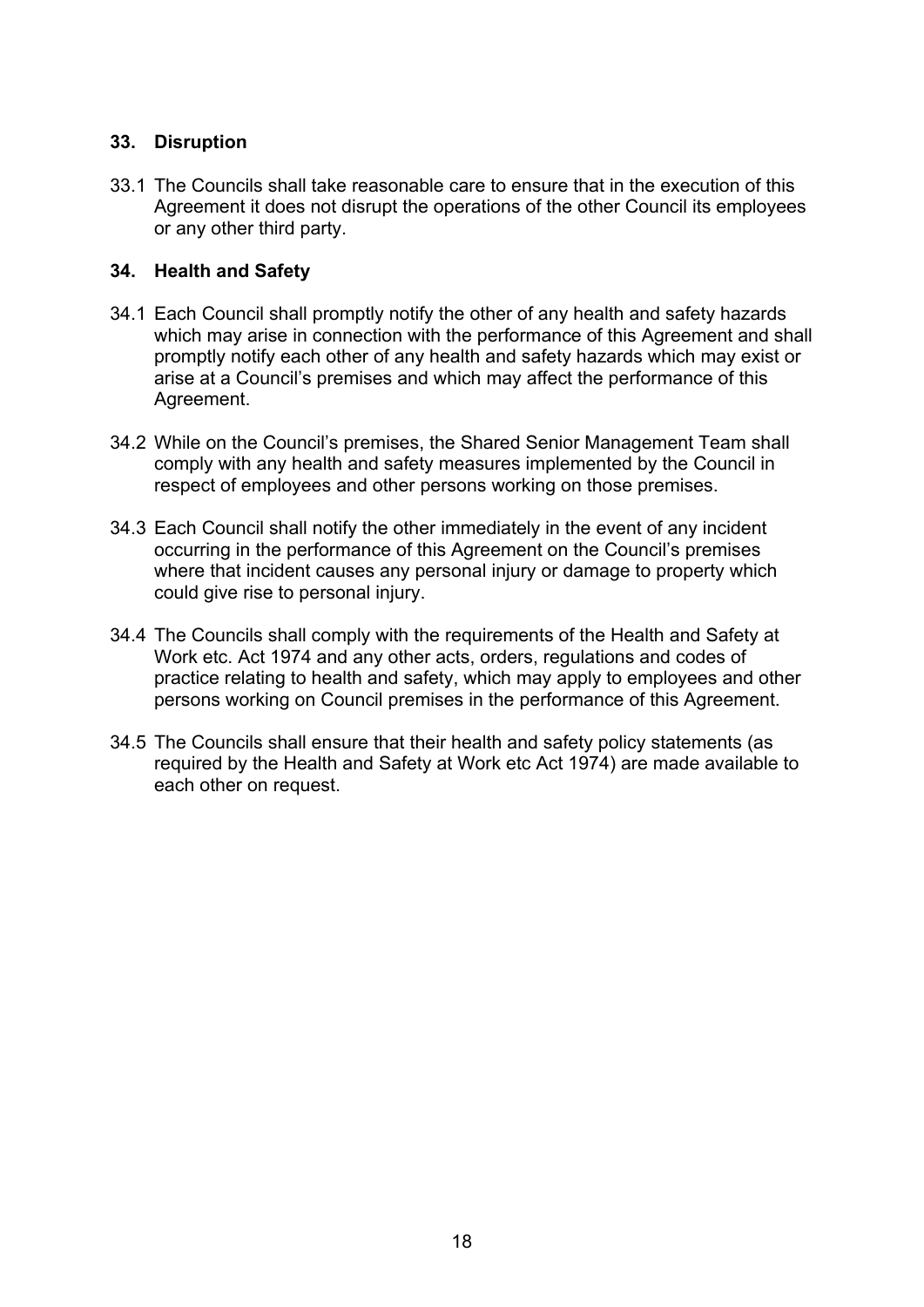## 33. Disruption

33.1 The Councils shall take reasonable care to ensure that in the execution of this Agreement it does not disrupt the operations of the other Council its employees or any other third party.

## 34. Health and Safety

34.1 Each Council shall promptly notify the other of any health and safety hazards which may arise in connection with the performance of this Agreement and shall promptly notify each other of any health and safety hazards which may exist or arise at a Council's premises and which may affect the performance of this Agreement.

34.2 While on the Council's premises, the Shared Senior Management Team shall comply with any health and safety measures implemented by the Council in respect of employees and other persons working on those premises.

34.3 Each Council shall notify the other immediately in the event of any incident occurring in the performance of this Agreement on the Council's premises where that incident causes any personal injury or damage to property which could give rise to personal injury.

34.4 The Councils shall comply with the requirements of the Health and Safety at Work etc. Act 1974 and any other acts, orders, regulations and codes of practice relating to health and safety, which may apply to employees and other persons working on Council premises in the performance of this Agreement.

34.5 The Councils shall ensure that their health and safety policy statements (as required by the Health and Safety at Work etc Act 1974) are made available to each other on request.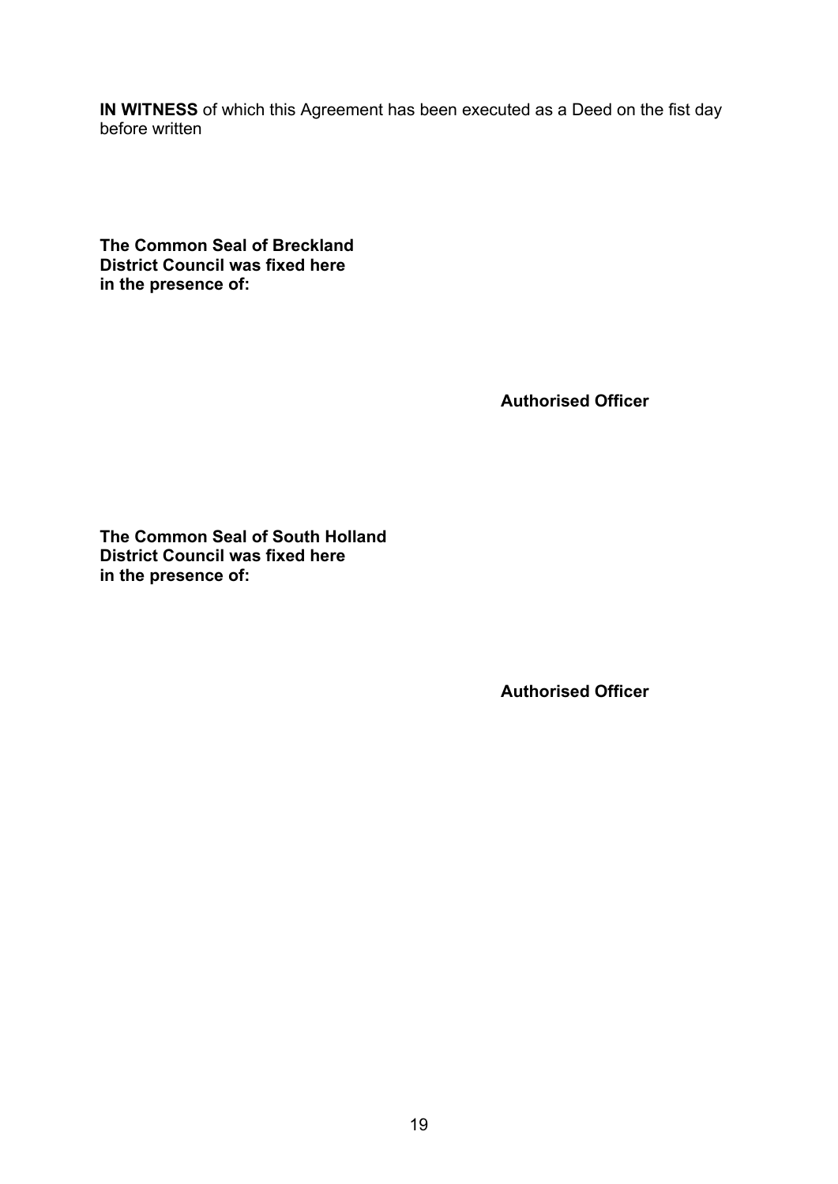**IN WITNESS** of which this Agreement has been executed as a Deed on the fist day before written

**The Common Seal of Breckland District Council was fixed here in the presence of:**

**Authorised Officer**

**The Common Seal of South Holland District Council was fixed here in the presence of:**

**Authorised Officer**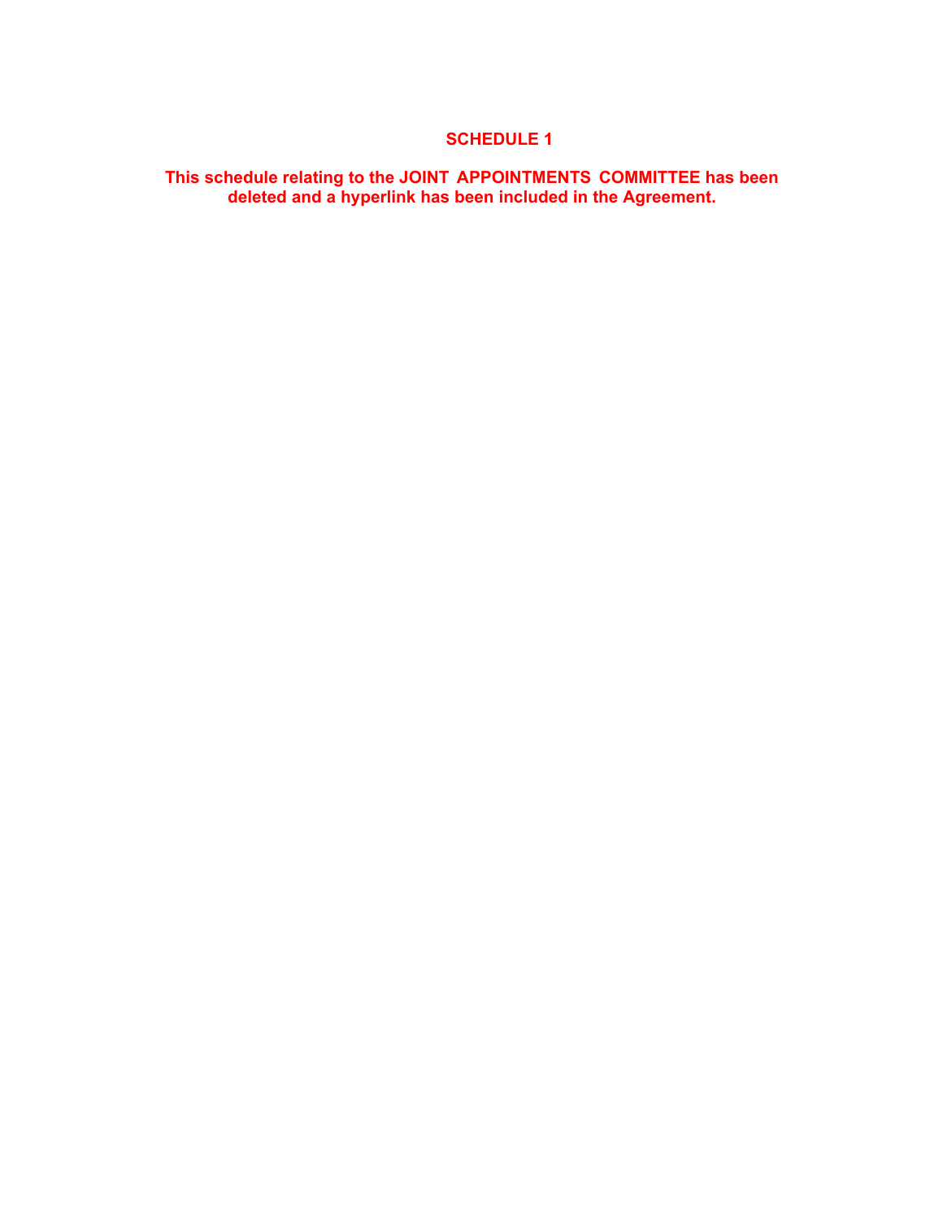# SCHEDULE 1

**This schedule relating to the JOINT APPOINTMENTS COMMITTEE has been deleted and a hyperlink has been included in the Agreement.**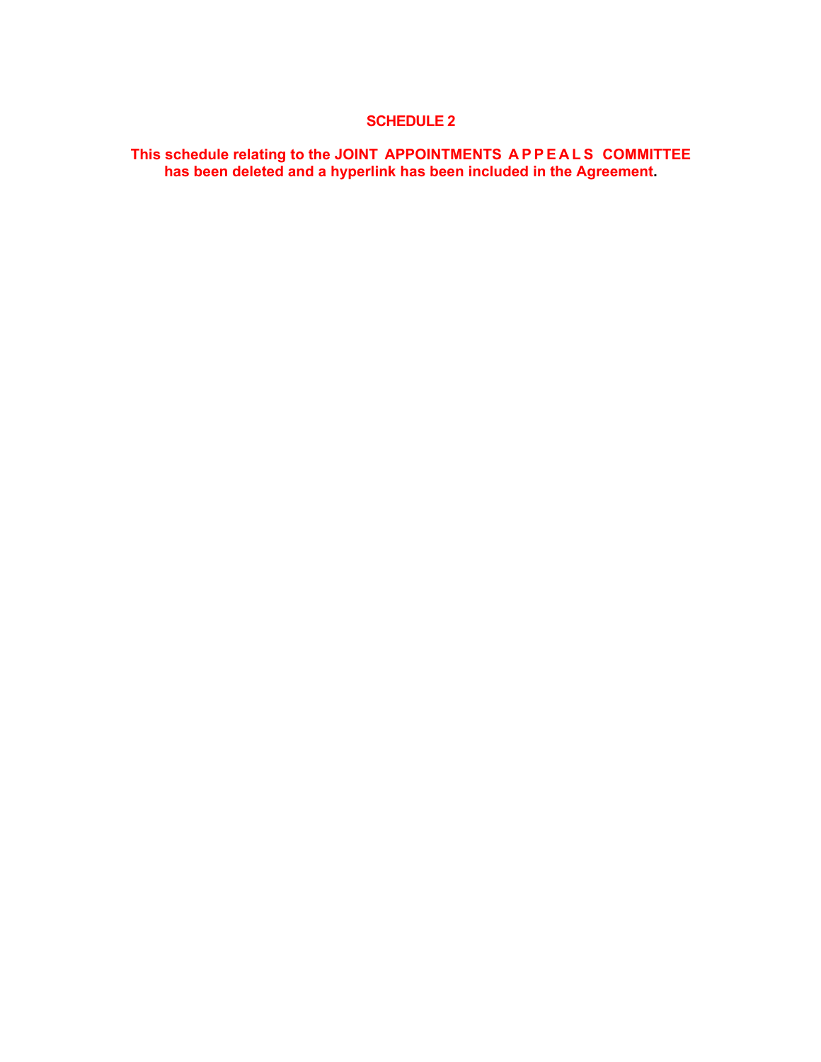## SCHEDULE 2

**This schedule relating to the JOINT APPOINTMENTS APPEALS COMMITTEE has been deleted and a hyperlink has been included in the Agreement.**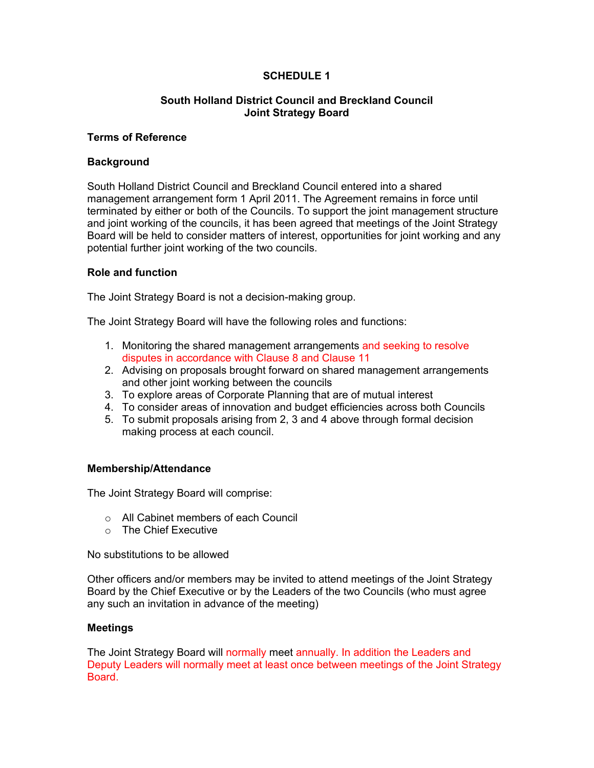# SCHEDULE 1

## South Holland District Council and Breckland Council
## Joint Strategy Board

### Terms of Reference

### Background

South Holland District Council and Breckland Council entered into a shared management arrangement form 1 April 2011. The Agreement remains in force until terminated by either or both of the Councils. To support the joint management structure and joint working of the councils, it has been agreed that meetings of the Joint Strategy Board will be held to consider matters of interest, opportunities for joint working and any potential further joint working of the two councils.

### Role and function

The Joint Strategy Board is not a decision-making group.

The Joint Strategy Board will have the following roles and functions:

1. Monitoring the shared management arrangements and seeking to resolve disputes in accordance with Clause 8 and Clause 11
2. Advising on proposals brought forward on shared management arrangements and other joint working between the councils
3. To explore areas of Corporate Planning that are of mutual interest
4. To consider areas of innovation and budget efficiencies across both Councils
5. To submit proposals arising from 2, 3 and 4 above through formal decision making process at each council.

### Membership/Attendance

The Joint Strategy Board will comprise:

- All Cabinet members of each Council
- The Chief Executive

No substitutions to be allowed

Other officers and/or members may be invited to attend meetings of the Joint Strategy Board by the Chief Executive or by the Leaders of the two Councils (who must agree any such an invitation in advance of the meeting)

### Meetings

The Joint Strategy Board will normally meet annually. In addition the Leaders and Deputy Leaders will normally meet at least once between meetings of the Joint Strategy Board.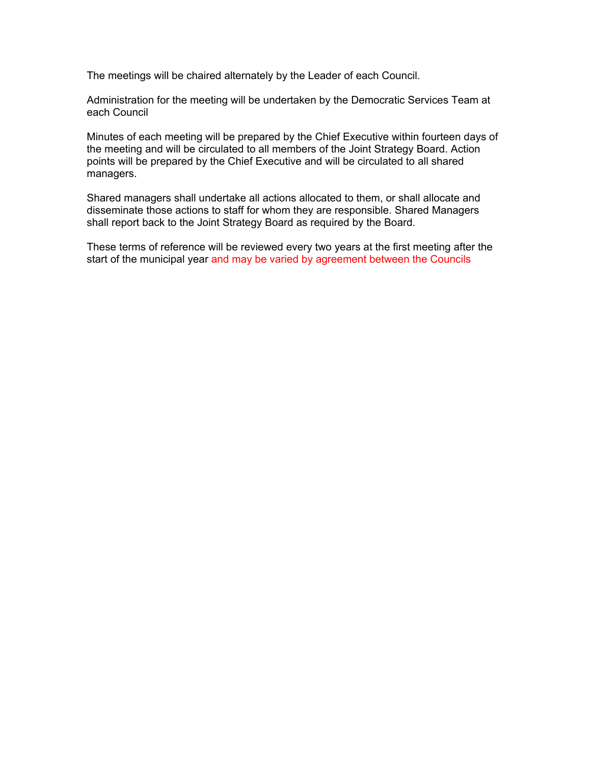The meetings will be chaired alternately by the Leader of each Council.

Administration for the meeting will be undertaken by the Democratic Services Team at each Council

Minutes of each meeting will be prepared by the Chief Executive within fourteen days of the meeting and will be circulated to all members of the Joint Strategy Board. Action points will be prepared by the Chief Executive and will be circulated to all shared managers.

Shared managers shall undertake all actions allocated to them, or shall allocate and disseminate those actions to staff for whom they are responsible. Shared Managers shall report back to the Joint Strategy Board as required by the Board.

These terms of reference will be reviewed every two years at the first meeting after the start of the municipal year and may be varied by agreement between the Councils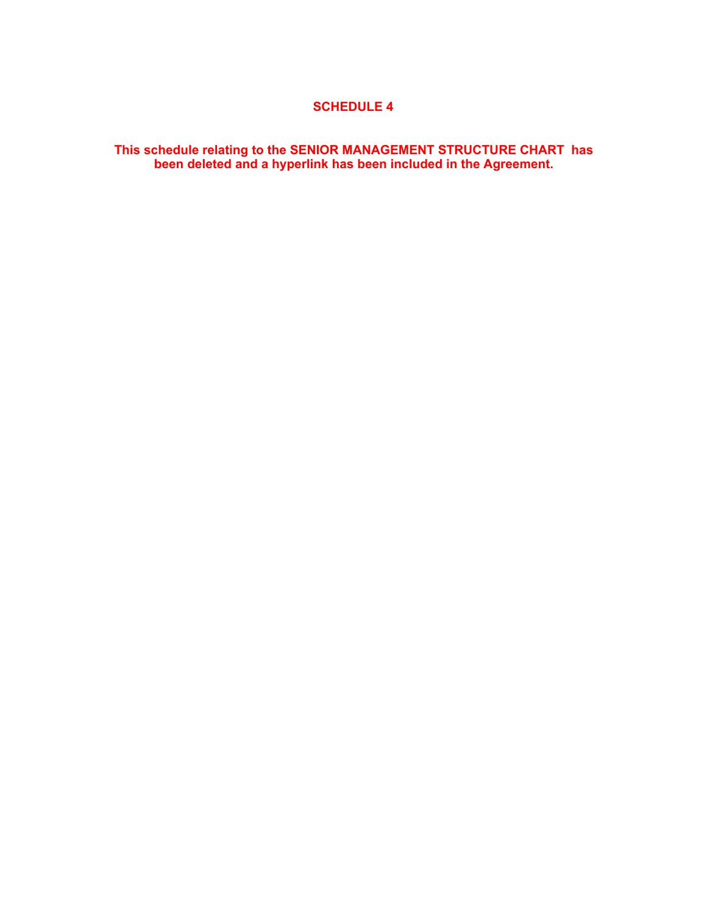## SCHEDULE 4

**This schedule relating to the SENIOR MANAGEMENT STRUCTURE CHART has been deleted and a hyperlink has been included in the Agreement.**